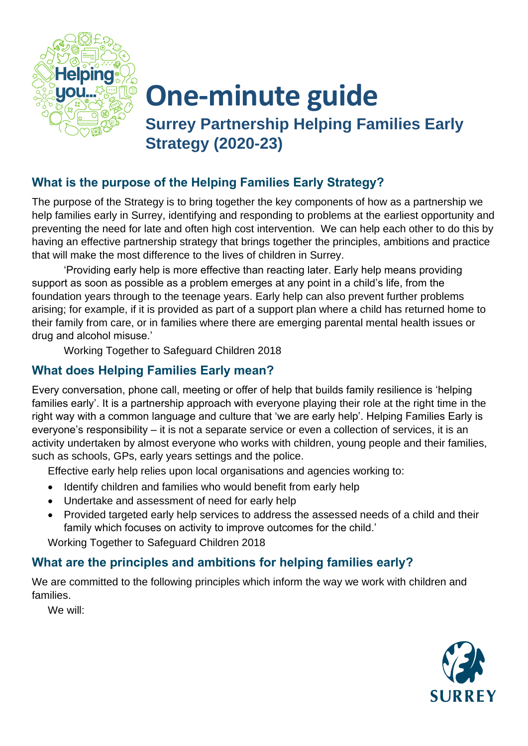# One-minute guide

## Surrey Partnership Helping Families Early Strategy (2020-23)

### What is the purpose of the Helping Families Early Strategy?

The purpose of the Strategy is to bring together the key components of how as a partnership we help families early in Surrey, identifying and responding to problems at the earliest opportunity and preventing the need for late and often high cost intervention. We can help each other to do this by having an effective partnership strategy that brings together the principles, ambitions and practice that will make the most difference to the lives of children in Surrey.

'Providing early help is more effective than reacting later. Early help means providing support as soon as possible as a problem emerges at any point in a child's life, from the foundation years through to the teenage years. Early help can also prevent further problems arising; for example, if it is provided as part of a support plan where a child has returned home to their family from care, or in families where there are emerging parental mental health issues or drug and alcohol misuse.'

Working Together to Safeguard Children 2018

### What does Helping Families Early mean?

Every conversation, phone call, meeting or offer of help that builds family resilience is 'helping families early'. It is a partnership approach with everyone playing their role at the right time in the right way with a common language and culture that 'we are early help'. Helping Families Early is everyone's responsibility – it is not a separate service or even a collection of services, it is an activity undertaken by almost everyone who works with children, young people and their families, such as schools, GPs, early years settings and the police.

Effective early help relies upon local organisations and agencies working to:

- Identify children and families who would benefit from early help
- Undertake and assessment of need for early help
- Provided targeted early help services to address the assessed needs of a child and their family which focuses on activity to improve outcomes for the child.'

Working Together to Safeguard Children 2018

### What are the principles and ambitions for helping families early?

We are committed to the following principles which inform the way we work with children and families.

We will: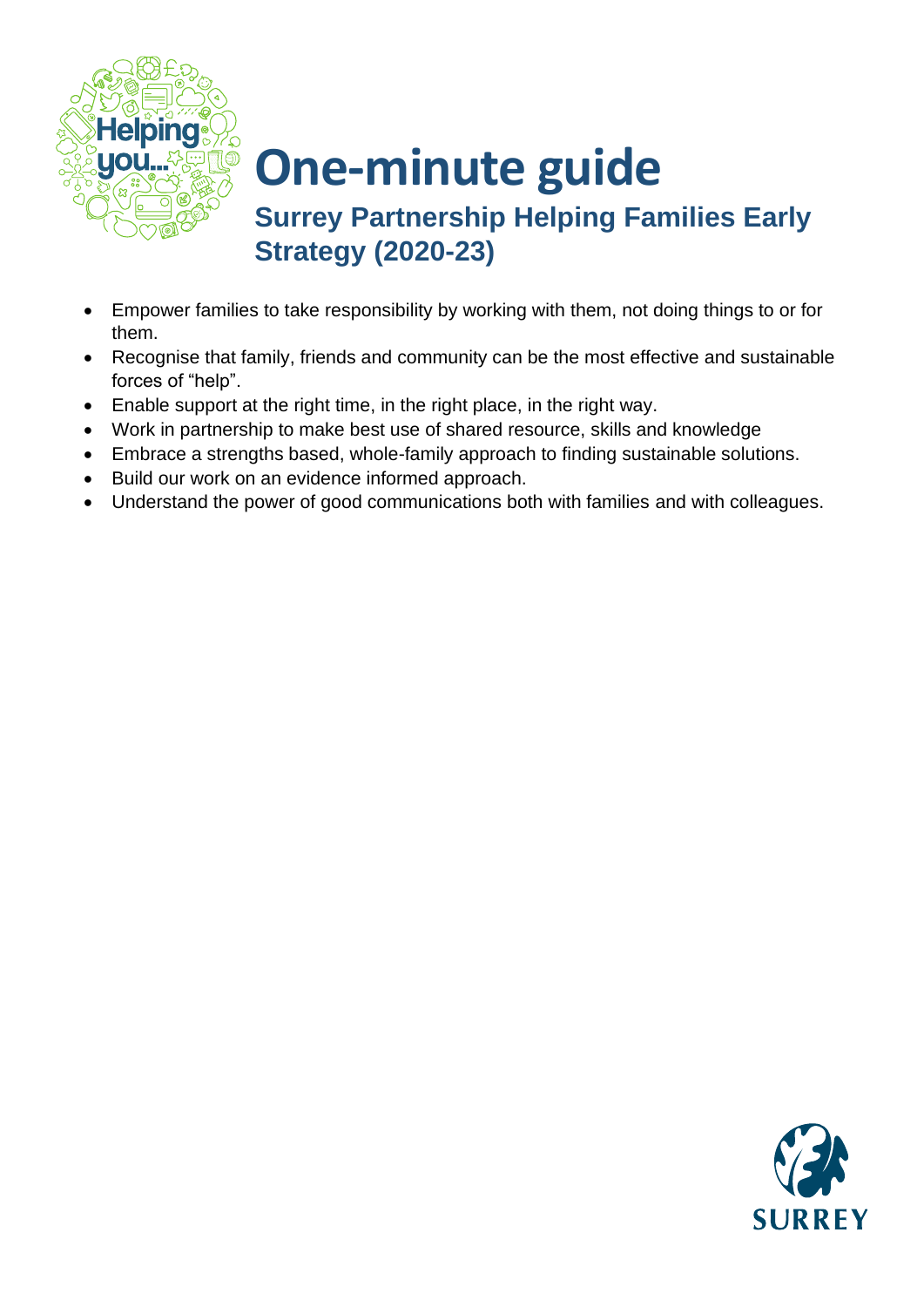# One-minute guide

## Surrey Partnership Helping Families Early Strategy (2020-23)

- Empower families to take responsibility by working with them, not doing things to or for them.
- Recognise that family, friends and community can be the most effective and sustainable forces of "help".
- Enable support at the right time, in the right place, in the right way.
- Work in partnership to make best use of shared resource, skills and knowledge
- Embrace a strengths based, whole-family approach to finding sustainable solutions.
- Build our work on an evidence informed approach.
- Understand the power of good communications both with families and with colleagues.